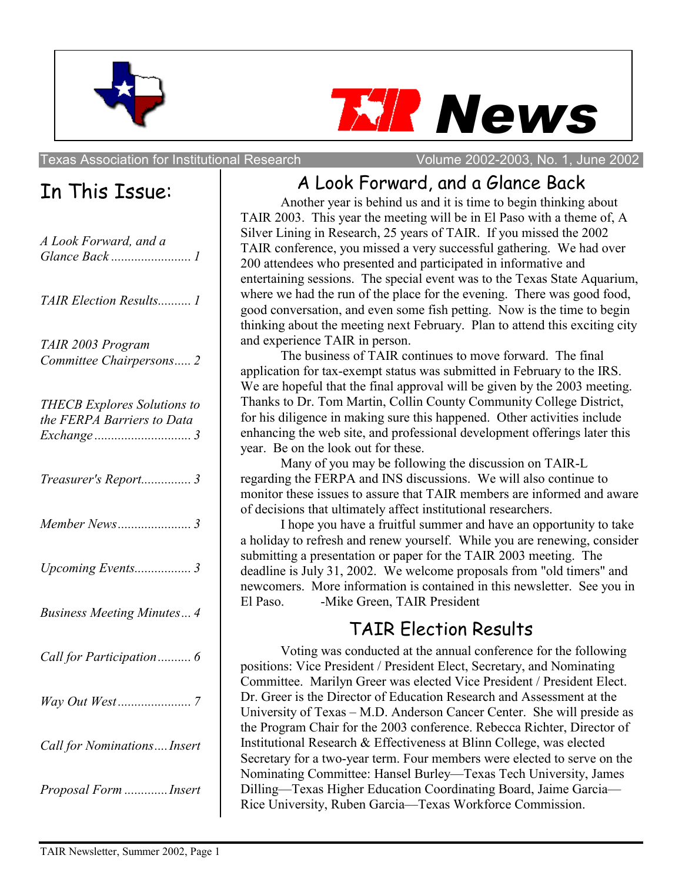# TAIR News

Texas Association for Institutional Research — Volume 2002-2003, No. 1, June 2002

## In This Issue:

*A Look Forward, and a Glance Back* ........ 1

*TAIR Election Results* .......... 1

*TAIR 2003 Program Committee Chairpersons* ..... 2

*THECB Explores Solutions to the FERPA Barriers to Data Exchange* ........ 3

*Treasurer's Report* ............... 3

*Member News* ...................... 3

*Upcoming Events* ................. 3

*Business Meeting Minutes* ... 4

*Call for Participation* .......... 6

*Way Out West* ...................... 7

*Call for Nominations* .... Insert

*Proposal Form* ............. Insert

## A Look Forward, and a Glance Back

Another year is behind us and it is time to begin thinking about TAIR 2003. This year the meeting will be in El Paso with a theme of, A Silver Lining in Research, 25 years of TAIR. If you missed the 2002 TAIR conference, you missed a very successful gathering. We had over 200 attendees who presented and participated in informative and entertaining sessions. The special event was to the Texas State Aquarium, where we had the run of the place for the evening. There was good food, good conversation, and even some fish petting. Now is the time to begin thinking about the meeting next February. Plan to attend this exciting city and experience TAIR in person.

The business of TAIR continues to move forward. The final application for tax-exempt status was submitted in February to the IRS. We are hopeful that the final approval will be given by the 2003 meeting. Thanks to Dr. Tom Martin, Collin County Community College District, for his diligence in making sure this happened. Other activities include enhancing the web site, and professional development offerings later this year. Be on the look out for these.

Many of you may be following the discussion on TAIR-L regarding the FERPA and INS discussions. We will also continue to monitor these issues to assure that TAIR members are informed and aware of decisions that ultimately affect institutional researchers.

I hope you have a fruitful summer and have an opportunity to take a holiday to refresh and renew yourself. While you are renewing, consider submitting a presentation or paper for the TAIR 2003 meeting. The deadline is July 31, 2002. We welcome proposals from "old timers" and newcomers. More information is contained in this newsletter. See you in El Paso.

-Mike Green, TAIR President

## TAIR Election Results

Voting was conducted at the annual conference for the following positions: Vice President / President Elect, Secretary, and Nominating Committee. Marilyn Greer was elected Vice President / President Elect. Dr. Greer is the Director of Education Research and Assessment at the University of Texas – M.D. Anderson Cancer Center. She will preside as the Program Chair for the 2003 conference. Rebecca Richter, Director of Institutional Research & Effectiveness at Blinn College, was elected Secretary for a two-year term. Four members were elected to serve on the Nominating Committee: Hansel Burley—Texas Tech University, James Dilling—Texas Higher Education Coordinating Board, Jaime Garcia—Rice University, Ruben Garcia—Texas Workforce Commission.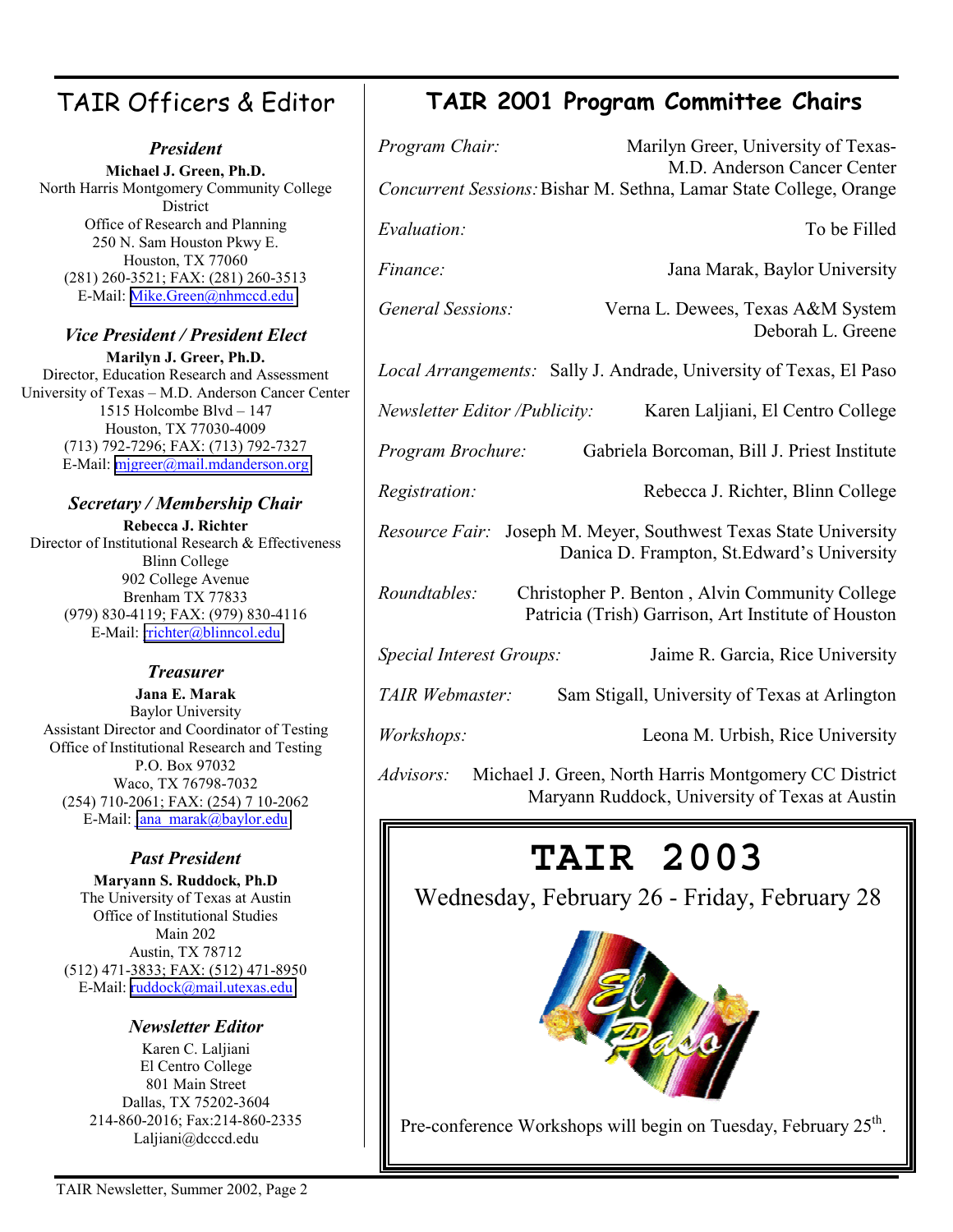## TAIR Officers & Editor

### *President*

**Michael J. Green, Ph.D.**
North Harris Montgomery Community College District
Office of Research and Planning
250 N. Sam Houston Pkwy E.
Houston, TX 77060
(281) 260-3521; FAX: (281) 260-3513
E-Mail: Mike.Green@nhmccd.edu

### *Vice President / President Elect*

**Marilyn J. Greer, Ph.D.**
Director, Education Research and Assessment
University of Texas – M.D. Anderson Cancer Center
1515 Holcombe Blvd – 147
Houston, TX 77030-4009
(713) 792-7296; FAX: (713) 792-7327
E-Mail: mjgreer@mail.mdanderson.org

### *Secretary / Membership Chair*

**Rebecca J. Richter**
Director of Institutional Research & Effectiveness
Blinn College
902 College Avenue
Brenham TX 77833
(979) 830-4119; FAX: (979) 830-4116
E-Mail: rrichter@blinncol.edu

### *Treasurer*

**Jana E. Marak**
Baylor University
Assistant Director and Coordinator of Testing
Office of Institutional Research and Testing
P.O. Box 97032
Waco, TX 76798-7032
(254) 710-2061; FAX: (254) 7 10-2062
E-Mail: jana_marak@baylor.edu

### *Past President*

**Maryann S. Ruddock, Ph.D**
The University of Texas at Austin
Office of Institutional Studies
Main 202
Austin, TX 78712
(512) 471-3833; FAX: (512) 471-8950
E-Mail: ruddock@mail.utexas.edu

### *Newsletter Editor*

Karen C. Laljiani
El Centro College
801 Main Street
Dallas, TX 75202-3604
214-860-2016; Fax:214-860-2335
Laljiani@dcccd.edu

## TAIR 2001 Program Committee Chairs

*Program Chair:* Marilyn Greer, University of Texas-M.D. Anderson Cancer Center

*Concurrent Sessions:* Bishar M. Sethna, Lamar State College, Orange

*Evaluation:* To be Filled

*Finance:* Jana Marak, Baylor University

*General Sessions:* Verna L. Dewees, Texas A&M System; Deborah L. Greene

*Local Arrangements:* Sally J. Andrade, University of Texas, El Paso

*Newsletter Editor /Publicity:* Karen Laljiani, El Centro College

*Program Brochure:* Gabriela Borcoman, Bill J. Priest Institute

*Registration:* Rebecca J. Richter, Blinn College

*Resource Fair:* Joseph M. Meyer, Southwest Texas State University; Danica D. Frampton, St.Edward's University

*Roundtables:* Christopher P. Benton , Alvin Community College; Patricia (Trish) Garrison, Art Institute of Houston

*Special Interest Groups:* Jaime R. Garcia, Rice University

*TAIR Webmaster:* Sam Stigall, University of Texas at Arlington

*Workshops:* Leona M. Urbish, Rice University

*Advisors:* Michael J. Green, North Harris Montgomery CC District; Maryann Ruddock, University of Texas at Austin

## TAIR 2003

Wednesday, February 26 - Friday, February 28

El Paso

Pre-conference Workshops will begin on Tuesday, February 25th.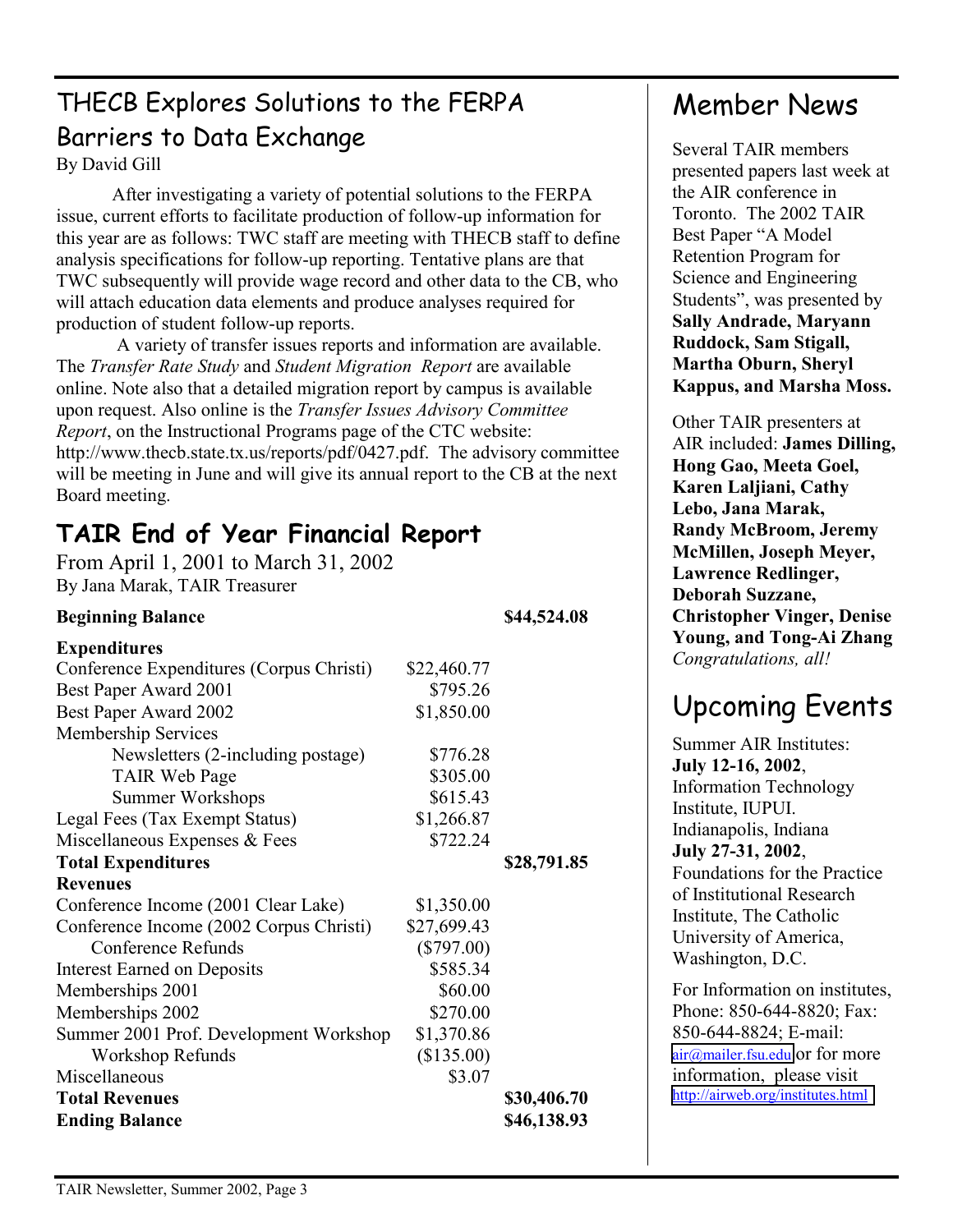## THECB Explores Solutions to the FERPA Barriers to Data Exchange

By David Gill

After investigating a variety of potential solutions to the FERPA issue, current efforts to facilitate production of follow-up information for this year are as follows: TWC staff are meeting with THECB staff to define analysis specifications for follow-up reporting. Tentative plans are that TWC subsequently will provide wage record and other data to the CB, who will attach education data elements and produce analyses required for production of student follow-up reports.

A variety of transfer issues reports and information are available. The *Transfer Rate Study* and *Student Migration Report* are available online. Note also that a detailed migration report by campus is available upon request. Also online is the *Transfer Issues Advisory Committee Report*, on the Instructional Programs page of the CTC website: http://www.thecb.state.tx.us/reports/pdf/0427.pdf. The advisory committee will be meeting in June and will give its annual report to the CB at the next Board meeting.

## TAIR End of Year Financial Report

From April 1, 2001 to March 31, 2002

By Jana Marak, TAIR Treasurer

| | | |
|---|---|---|
| **Beginning Balance** | | **$44,524.08** |
| **Expenditures** | | |
| Conference Expenditures (Corpus Christi) | $22,460.77 | |
| Best Paper Award 2001 | $795.26 | |
| Best Paper Award 2002 | $1,850.00 | |
| Membership Services | | |
| Newsletters (2-including postage) | $776.28 | |
| TAIR Web Page | $305.00 | |
| Summer Workshops | $615.43 | |
| Legal Fees (Tax Exempt Status) | $1,266.87 | |
| Miscellaneous Expenses & Fees | $722.24 | |
| **Total Expenditures** | | **$28,791.85** |
| **Revenues** | | |
| Conference Income (2001 Clear Lake) | $1,350.00 | |
| Conference Income (2002 Corpus Christi) | $27,699.43 | |
| Conference Refunds | ($797.00) | |
| Interest Earned on Deposits | $585.34 | |
| Memberships 2001 | $60.00 | |
| Memberships 2002 | $270.00 | |
| Summer 2001 Prof. Development Workshop | $1,370.86 | |
| Workshop Refunds | ($135.00) | |
| Miscellaneous | $3.07 | |
| **Total Revenues** | | **$30,406.70** |
| **Ending Balance** | | **$46,138.93** |

## Member News

Several TAIR members presented papers last week at the AIR conference in Toronto. The 2002 TAIR Best Paper "A Model Retention Program for Science and Engineering Students", was presented by **Sally Andrade, Maryann Ruddock, Sam Stigall, Martha Oburn, Sheryl Kappus, and Marsha Moss.**

Other TAIR presenters at AIR included: **James Dilling, Hong Gao, Meeta Goel, Karen Laljiani, Cathy Lebo, Jana Marak, Randy McBroom, Jeremy McMillen, Joseph Meyer, Lawrence Redlinger, Deborah Suzzane, Christopher Vinger, Denise Young, and Tong-Ai Zhang** *Congratulations, all!*

## Upcoming Events

Summer AIR Institutes:
**July 12-16, 2002**, Information Technology Institute, IUPUI. Indianapolis, Indiana
**July 27-31, 2002**, Foundations for the Practice of Institutional Research Institute, The Catholic University of America, Washington, D.C.

For Information on institutes, Phone: 850-644-8820; Fax: 850-644-8824; E-mail: air@mailer.fsu.edu or for more information, please visit http://airweb.org/institutes.html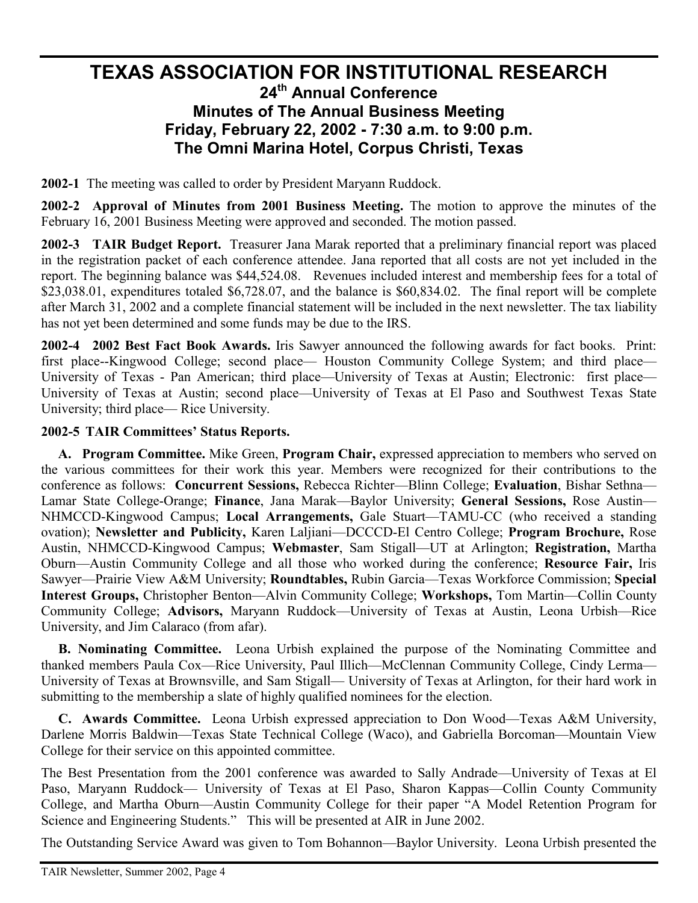# TEXAS ASSOCIATION FOR INSTITUTIONAL RESEARCH

## 24th Annual Conference
## Minutes of The Annual Business Meeting
## Friday, February 22, 2002 - 7:30 a.m. to 9:00 p.m.
## The Omni Marina Hotel, Corpus Christi, Texas

**2002-1** The meeting was called to order by President Maryann Ruddock.

**2002-2 Approval of Minutes from 2001 Business Meeting.** The motion to approve the minutes of the February 16, 2001 Business Meeting were approved and seconded. The motion passed.

**2002-3 TAIR Budget Report.** Treasurer Jana Marak reported that a preliminary financial report was placed in the registration packet of each conference attendee. Jana reported that all costs are not yet included in the report. The beginning balance was $44,524.08. Revenues included interest and membership fees for a total of $23,038.01, expenditures totaled $6,728.07, and the balance is $60,834.02. The final report will be complete after March 31, 2002 and a complete financial statement will be included in the next newsletter. The tax liability has not yet been determined and some funds may be due to the IRS.

**2002-4 2002 Best Fact Book Awards.** Iris Sawyer announced the following awards for fact books. Print: first place--Kingwood College; second place— Houston Community College System; and third place— University of Texas - Pan American; third place—University of Texas at Austin; Electronic: first place— University of Texas at Austin; second place—University of Texas at El Paso and Southwest Texas State University; third place— Rice University.

**2002-5 TAIR Committees' Status Reports.**

**A. Program Committee.** Mike Green, **Program Chair,** expressed appreciation to members who served on the various committees for their work this year. Members were recognized for their contributions to the conference as follows: **Concurrent Sessions,** Rebecca Richter—Blinn College; **Evaluation**, Bishar Sethna—Lamar State College-Orange; **Finance**, Jana Marak—Baylor University; **General Sessions,** Rose Austin—NHMCCD-Kingwood Campus; **Local Arrangements,** Gale Stuart—TAMU-CC (who received a standing ovation); **Newsletter and Publicity,** Karen Laljiani—DCCCD-El Centro College; **Program Brochure,** Rose Austin, NHMCCD-Kingwood Campus; **Webmaster**, Sam Stigall—UT at Arlington; **Registration,** Martha Oburn—Austin Community College and all those who worked during the conference; **Resource Fair,** Iris Sawyer—Prairie View A&M University; **Roundtables,** Rubin Garcia—Texas Workforce Commission; **Special Interest Groups,** Christopher Benton—Alvin Community College; **Workshops,** Tom Martin—Collin County Community College; **Advisors,** Maryann Ruddock—University of Texas at Austin, Leona Urbish—Rice University, and Jim Calaraco (from afar).

**B. Nominating Committee.** Leona Urbish explained the purpose of the Nominating Committee and thanked members Paula Cox—Rice University, Paul Illich—McClennan Community College, Cindy Lerma—University of Texas at Brownsville, and Sam Stigall— University of Texas at Arlington, for their hard work in submitting to the membership a slate of highly qualified nominees for the election.

**C. Awards Committee.** Leona Urbish expressed appreciation to Don Wood—Texas A&M University, Darlene Morris Baldwin—Texas State Technical College (Waco), and Gabriella Borcoman—Mountain View College for their service on this appointed committee.

The Best Presentation from the 2001 conference was awarded to Sally Andrade—University of Texas at El Paso, Maryann Ruddock— University of Texas at El Paso, Sharon Kappas—Collin County Community College, and Martha Oburn—Austin Community College for their paper "A Model Retention Program for Science and Engineering Students." This will be presented at AIR in June 2002.

The Outstanding Service Award was given to Tom Bohannon—Baylor University. Leona Urbish presented the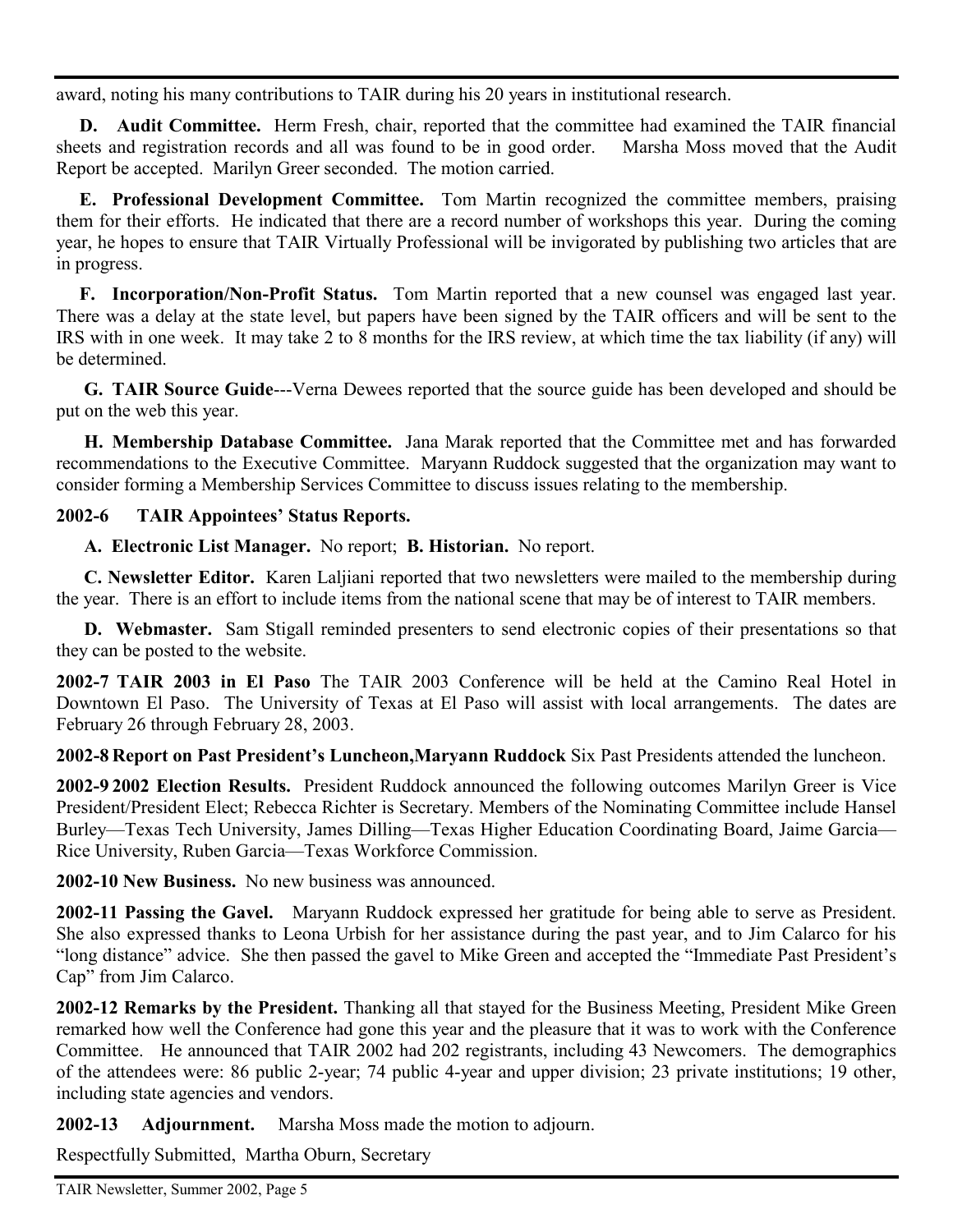award, noting his many contributions to TAIR during his 20 years in institutional research.

**D. Audit Committee.** Herm Fresh, chair, reported that the committee had examined the TAIR financial sheets and registration records and all was found to be in good order. Marsha Moss moved that the Audit Report be accepted. Marilyn Greer seconded. The motion carried.

**E. Professional Development Committee.** Tom Martin recognized the committee members, praising them for their efforts. He indicated that there are a record number of workshops this year. During the coming year, he hopes to ensure that TAIR Virtually Professional will be invigorated by publishing two articles that are in progress.

**F. Incorporation/Non-Profit Status.** Tom Martin reported that a new counsel was engaged last year. There was a delay at the state level, but papers have been signed by the TAIR officers and will be sent to the IRS with in one week. It may take 2 to 8 months for the IRS review, at which time the tax liability (if any) will be determined.

**G. TAIR Source Guide**---Verna Dewees reported that the source guide has been developed and should be put on the web this year.

**H. Membership Database Committee.** Jana Marak reported that the Committee met and has forwarded recommendations to the Executive Committee. Maryann Ruddock suggested that the organization may want to consider forming a Membership Services Committee to discuss issues relating to the membership.

**2002-6 TAIR Appointees' Status Reports.**

**A. Electronic List Manager.** No report; **B. Historian.** No report.

**C. Newsletter Editor.** Karen Laljiani reported that two newsletters were mailed to the membership during the year. There is an effort to include items from the national scene that may be of interest to TAIR members.

**D. Webmaster.** Sam Stigall reminded presenters to send electronic copies of their presentations so that they can be posted to the website.

**2002-7 TAIR 2003 in El Paso** The TAIR 2003 Conference will be held at the Camino Real Hotel in Downtown El Paso. The University of Texas at El Paso will assist with local arrangements. The dates are February 26 through February 28, 2003.

**2002-8 Report on Past President's Luncheon,Maryann Ruddock** Six Past Presidents attended the luncheon.

**2002-9 2002 Election Results.** President Ruddock announced the following outcomes Marilyn Greer is Vice President/President Elect; Rebecca Richter is Secretary. Members of the Nominating Committee include Hansel Burley—Texas Tech University, James Dilling—Texas Higher Education Coordinating Board, Jaime Garcia—Rice University, Ruben Garcia—Texas Workforce Commission.

**2002-10 New Business.** No new business was announced.

**2002-11 Passing the Gavel.** Maryann Ruddock expressed her gratitude for being able to serve as President. She also expressed thanks to Leona Urbish for her assistance during the past year, and to Jim Calarco for his "long distance" advice. She then passed the gavel to Mike Green and accepted the "Immediate Past President's Cap" from Jim Calarco.

**2002-12 Remarks by the President.** Thanking all that stayed for the Business Meeting, President Mike Green remarked how well the Conference had gone this year and the pleasure that it was to work with the Conference Committee. He announced that TAIR 2002 had 202 registrants, including 43 Newcomers. The demographics of the attendees were: 86 public 2-year; 74 public 4-year and upper division; 23 private institutions; 19 other, including state agencies and vendors.

**2002-13 Adjournment.** Marsha Moss made the motion to adjourn.

Respectfully Submitted, Martha Oburn, Secretary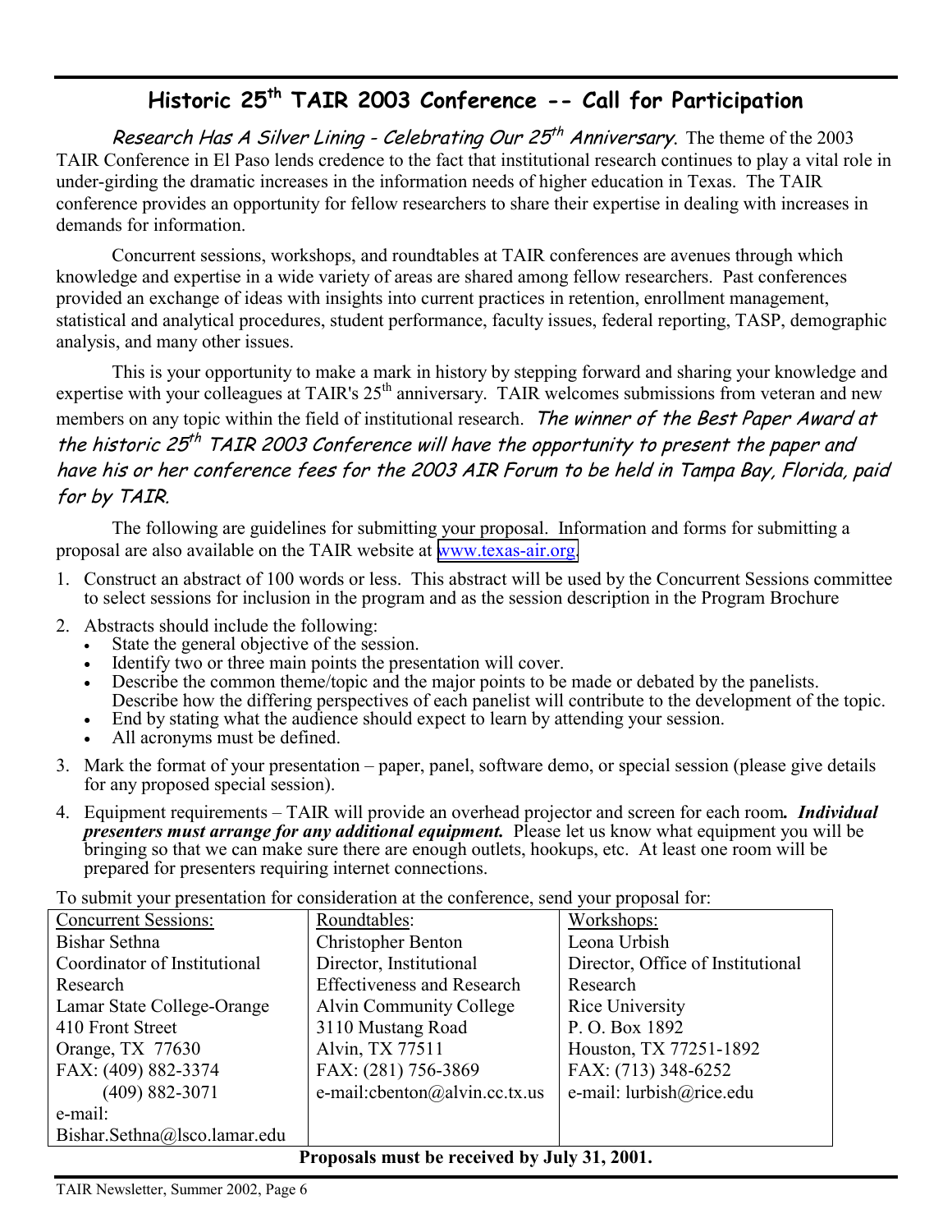## Historic 25th TAIR 2003 Conference -- Call for Participation

*Research Has A Silver Lining - Celebrating Our 25th Anniversary*. The theme of the 2003 TAIR Conference in El Paso lends credence to the fact that institutional research continues to play a vital role in under-girding the dramatic increases in the information needs of higher education in Texas. The TAIR conference provides an opportunity for fellow researchers to share their expertise in dealing with increases in demands for information.

Concurrent sessions, workshops, and roundtables at TAIR conferences are avenues through which knowledge and expertise in a wide variety of areas are shared among fellow researchers. Past conferences provided an exchange of ideas with insights into current practices in retention, enrollment management, statistical and analytical procedures, student performance, faculty issues, federal reporting, TASP, demographic analysis, and many other issues.

This is your opportunity to make a mark in history by stepping forward and sharing your knowledge and expertise with your colleagues at TAIR's 25th anniversary. TAIR welcomes submissions from veteran and new members on any topic within the field of institutional research. *The winner of the Best Paper Award at the historic 25th TAIR 2003 Conference will have the opportunity to present the paper and have his or her conference fees for the 2003 AIR Forum to be held in Tampa Bay, Florida, paid for by TAIR.*

The following are guidelines for submitting your proposal. Information and forms for submitting a proposal are also available on the TAIR website at www.texas-air.org.

1. Construct an abstract of 100 words or less. This abstract will be used by the Concurrent Sessions committee to select sessions for inclusion in the program and as the session description in the Program Brochure
2. Abstracts should include the following:
   - State the general objective of the session.
   - Identify two or three main points the presentation will cover.
   - Describe the common theme/topic and the major points to be made or debated by the panelists. Describe how the differing perspectives of each panelist will contribute to the development of the topic.
   - End by stating what the audience should expect to learn by attending your session.
   - All acronyms must be defined.
3. Mark the format of your presentation – paper, panel, software demo, or special session (please give details for any proposed special session).
4. Equipment requirements – TAIR will provide an overhead projector and screen for each room***. Individual presenters must arrange for any additional equipment.*** Please let us know what equipment you will be bringing so that we can make sure there are enough outlets, hookups, etc. At least one room will be prepared for presenters requiring internet connections.

To submit your presentation for consideration at the conference, send your proposal for:

| Concurrent Sessions: | Roundtables: | Workshops: |
|---|---|---|
| Bishar Sethna<br>Coordinator of Institutional Research<br>Lamar State College-Orange<br>410 Front Street<br>Orange, TX 77630<br>FAX: (409) 882-3374<br>(409) 882-3071<br>e-mail: Bishar.Sethna@lsco.lamar.edu | Christopher Benton<br>Director, Institutional Effectiveness and Research<br>Alvin Community College<br>3110 Mustang Road<br>Alvin, TX 77511<br>FAX: (281) 756-3869<br>e-mail:cbenton@alvin.cc.tx.us | Leona Urbish<br>Director, Office of Institutional Research<br>Rice University<br>P. O. Box 1892<br>Houston, TX 77251-1892<br>FAX: (713) 348-6252<br>e-mail: lurbish@rice.edu |

**Proposals must be received by July 31, 2001.**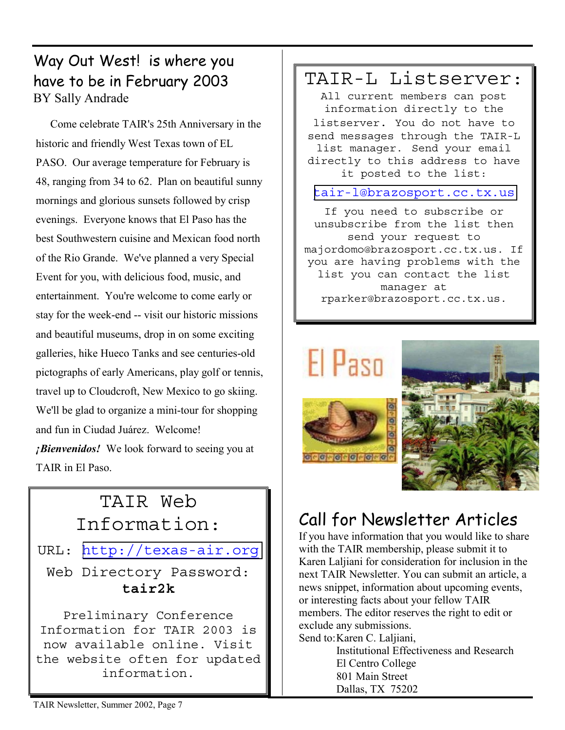## Way Out West! is where you have to be in February 2003

BY Sally Andrade

Come celebrate TAIR's 25th Anniversary in the historic and friendly West Texas town of EL PASO. Our average temperature for February is 48, ranging from 34 to 62. Plan on beautiful sunny mornings and glorious sunsets followed by crisp evenings. Everyone knows that El Paso has the best Southwestern cuisine and Mexican food north of the Rio Grande. We've planned a very Special Event for you, with delicious food, music, and entertainment. You're welcome to come early or stay for the week-end -- visit our historic missions and beautiful museums, drop in on some exciting galleries, hike Hueco Tanks and see centuries-old pictographs of early Americans, play golf or tennis, travel up to Cloudcroft, New Mexico to go skiing. We'll be glad to organize a mini-tour for shopping and fun in Ciudad Juárez. Welcome! ***¡Bienvenidos!*** We look forward to seeing you at TAIR in El Paso.

## TAIR Web Information:

URL: http://texas-air.org

Web Directory Password: **tair2k**

Preliminary Conference Information for TAIR 2003 is now available online. Visit the website often for updated information.

## TAIR-L Listserver:

All current members can post information directly to the listserver. You do not have to send messages through the TAIR-L list manager. Send your email directly to this address to have it posted to the list:

tair-l@brazosport.cc.tx.us

If you need to subscribe or unsubscribe from the list then send your request to majordomo@brazosport.cc.tx.us. If you are having problems with the list you can contact the list manager at rparker@brazosport.cc.tx.us.

El Paso

## Call for Newsletter Articles

If you have information that you would like to share with the TAIR membership, please submit it to Karen Laljiani for consideration for inclusion in the next TAIR Newsletter. You can submit an article, a news snippet, information about upcoming events, or interesting facts about your fellow TAIR members. The editor reserves the right to edit or exclude any submissions.

Send to: Karen C. Laljiani,  
Institutional Effectiveness and Research  
El Centro College  
801 Main Street  
Dallas, TX 75202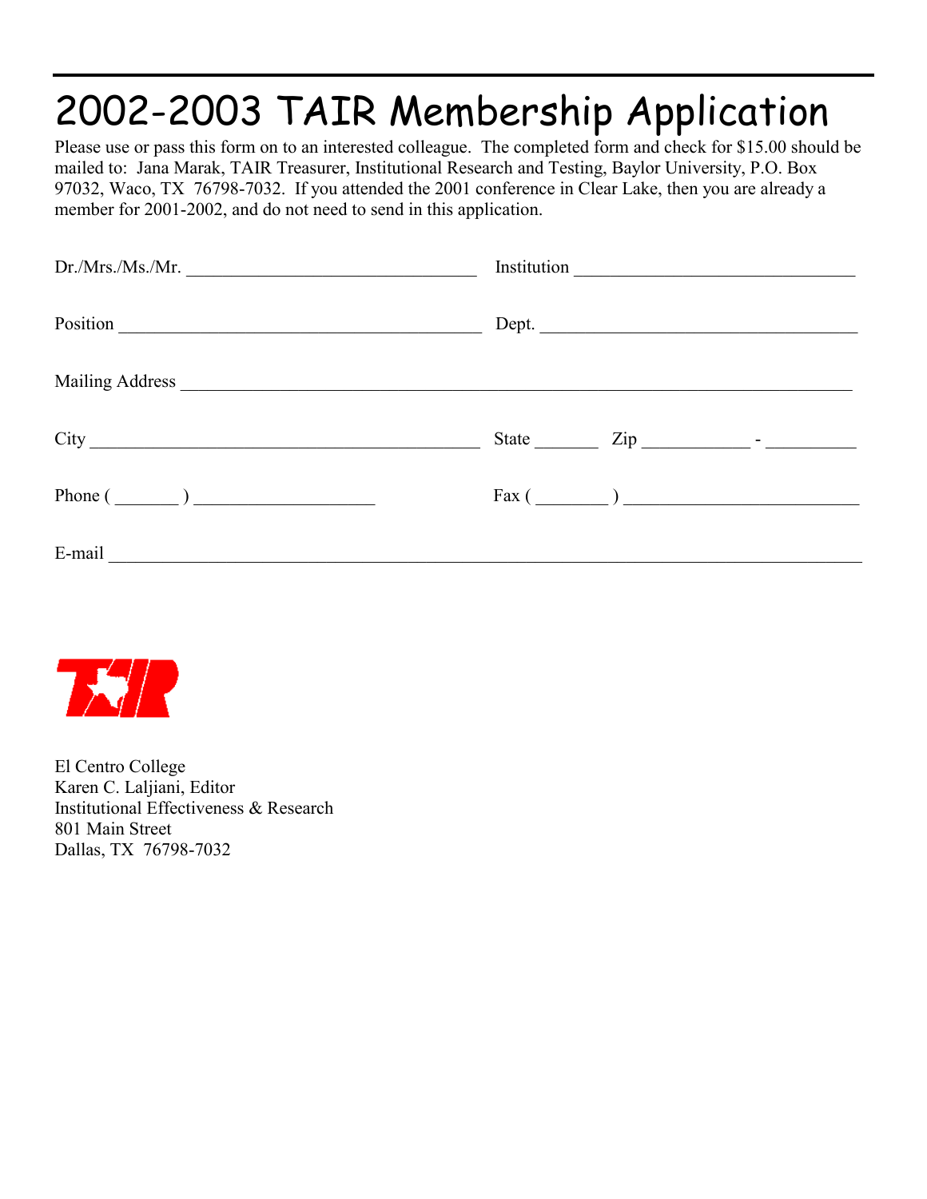# 2002-2003 TAIR Membership Application

Please use or pass this form on to an interested colleague. The completed form and check for $15.00 should be mailed to: Jana Marak, TAIR Treasurer, Institutional Research and Testing, Baylor University, P.O. Box 97032, Waco, TX 76798-7032. If you attended the 2001 conference in Clear Lake, then you are already a member for 2001-2002, and do not need to send in this application.

Dr./Mrs./Ms./Mr. ________________________________ Institution ________________________________

Position ________________________________________ Dept. ________________________________

Mailing Address ______________________________________________________________________

City ________________________________________ State _______ Zip ___________ - __________

Phone ( _______ ) ___________________ Fax ( ________ ) ________________________

E-mail ______________________________________________________________________________

TAIR

El Centro College
Karen C. Laljiani, Editor
Institutional Effectiveness & Research
801 Main Street
Dallas, TX 76798-7032